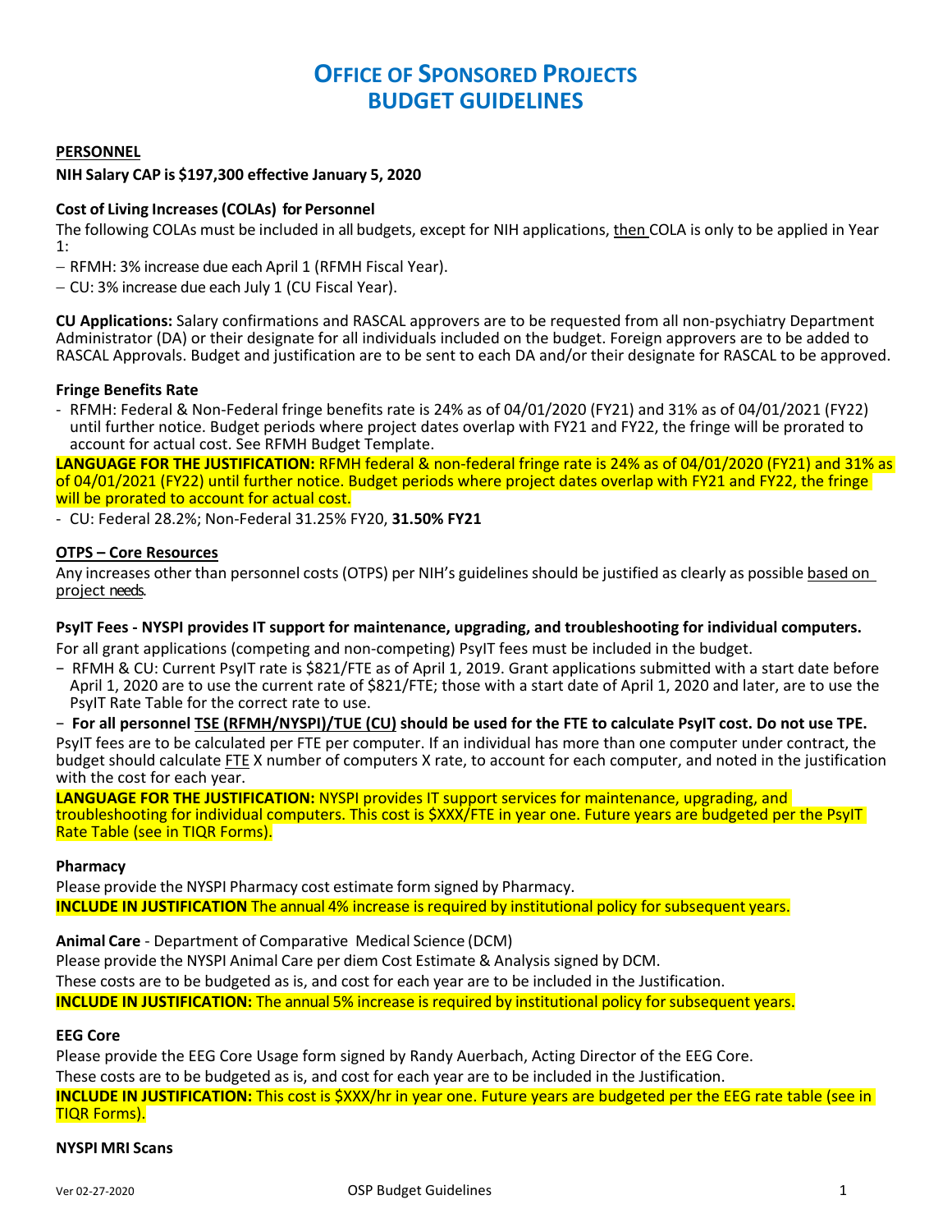# OFFICE OF SPONSORED PROJECTS
# BUDGET GUIDELINES

**PERSONNEL**

**NIH Salary CAP is $197,300 effective January 5, 2020**

**Cost of Living Increases (COLAs) for Personnel**

The following COLAs must be included in all budgets, except for NIH applications, then COLA is only to be applied in Year 1:

- RFMH: 3% increase due each April 1 (RFMH Fiscal Year).
- CU: 3% increase due each July 1 (CU Fiscal Year).

**CU Applications:** Salary confirmations and RASCAL approvers are to be requested from all non-psychiatry Department Administrator (DA) or their designate for all individuals included on the budget. Foreign approvers are to be added to RASCAL Approvals. Budget and justification are to be sent to each DA and/or their designate for RASCAL to be approved.

**Fringe Benefits Rate**

- RFMH: Federal & Non-Federal fringe benefits rate is 24% as of 04/01/2020 (FY21) and 31% as of 04/01/2021 (FY22) until further notice. Budget periods where project dates overlap with FY21 and FY22, the fringe will be prorated to account for actual cost. See RFMH Budget Template.

**LANGUAGE FOR THE JUSTIFICATION:** RFMH federal & non-federal fringe rate is 24% as of 04/01/2020 (FY21) and 31% as of 04/01/2021 (FY22) until further notice. Budget periods where project dates overlap with FY21 and FY22, the fringe will be prorated to account for actual cost.

- CU: Federal 28.2%; Non-Federal 31.25% FY20, **31.50% FY21**

**OTPS – Core Resources**

Any increases other than personnel costs (OTPS) per NIH's guidelines should be justified as clearly as possible based on project needs.

**PsyIT Fees - NYSPI provides IT support for maintenance, upgrading, and troubleshooting for individual computers.**

For all grant applications (competing and non-competing) PsyIT fees must be included in the budget.

- RFMH & CU: Current PsyIT rate is $821/FTE as of April 1, 2019. Grant applications submitted with a start date before April 1, 2020 are to use the current rate of $821/FTE; those with a start date of April 1, 2020 and later, are to use the PsyIT Rate Table for the correct rate to use.
- **For all personnel TSE (RFMH/NYSPI)/TUE (CU) should be used for the FTE to calculate PsyIT cost. Do not use TPE.**

PsyIT fees are to be calculated per FTE per computer. If an individual has more than one computer under contract, the budget should calculate FTE X number of computers X rate, to account for each computer, and noted in the justification with the cost for each year.

**LANGUAGE FOR THE JUSTIFICATION:** NYSPI provides IT support services for maintenance, upgrading, and troubleshooting for individual computers. This cost is $XXX/FTE in year one. Future years are budgeted per the PsyIT Rate Table (see in TIQR Forms).

**Pharmacy**

Please provide the NYSPI Pharmacy cost estimate form signed by Pharmacy.

**INCLUDE IN JUSTIFICATION** The annual 4% increase is required by institutional policy for subsequent years.

**Animal Care** - Department of Comparative Medical Science (DCM)

Please provide the NYSPI Animal Care per diem Cost Estimate & Analysis signed by DCM.

These costs are to be budgeted as is, and cost for each year are to be included in the Justification.

**INCLUDE IN JUSTIFICATION:** The annual 5% increase is required by institutional policy for subsequent years.

**EEG Core**

Please provide the EEG Core Usage form signed by Randy Auerbach, Acting Director of the EEG Core.

These costs are to be budgeted as is, and cost for each year are to be included in the Justification.

**INCLUDE IN JUSTIFICATION:** This cost is $XXX/hr in year one. Future years are budgeted per the EEG rate table (see in TIQR Forms).

**NYSPI MRI Scans**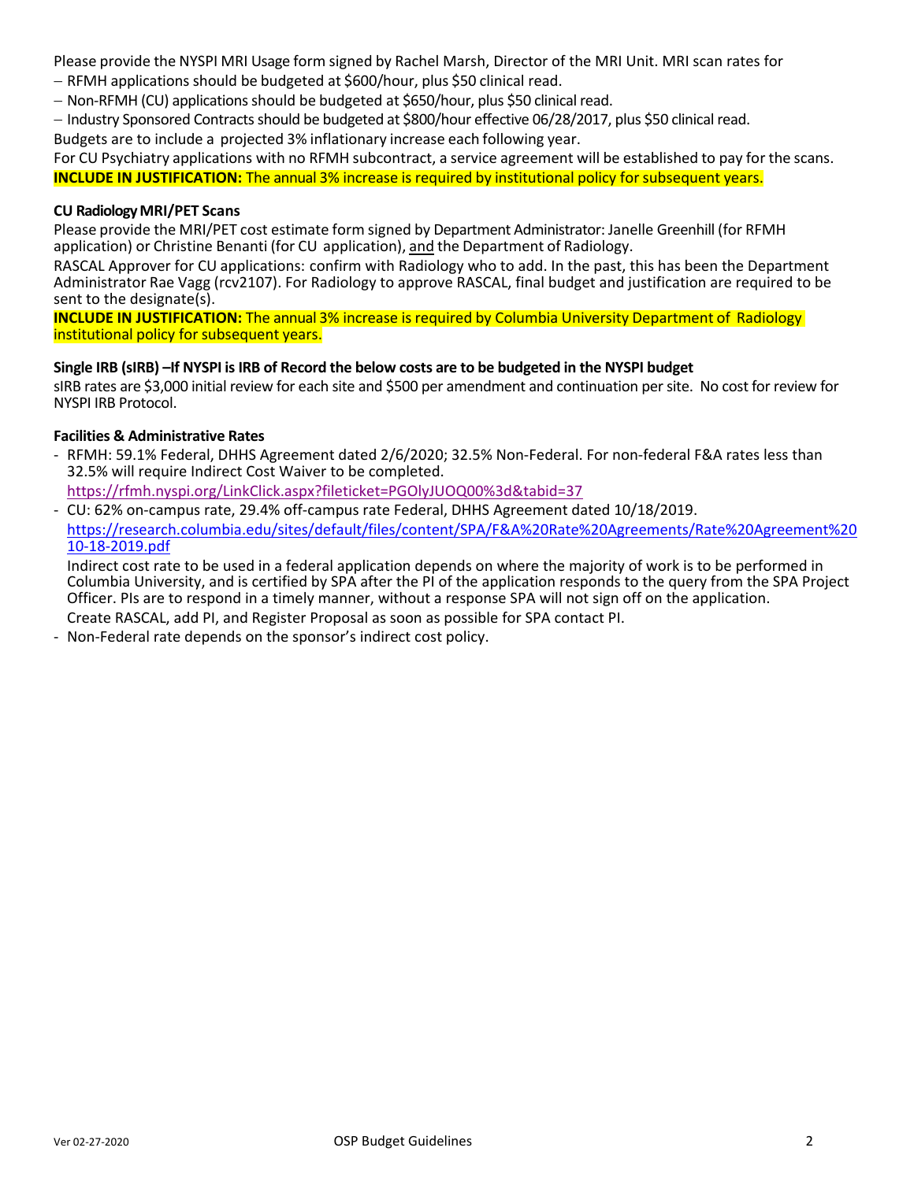Please provide the NYSPI MRI Usage form signed by Rachel Marsh, Director of the MRI Unit. MRI scan rates for

- RFMH applications should be budgeted at $600/hour, plus $50 clinical read.
- Non-RFMH (CU) applications should be budgeted at $650/hour, plus $50 clinical read.
- Industry Sponsored Contracts should be budgeted at $800/hour effective 06/28/2017, plus $50 clinical read.

Budgets are to include a projected 3% inflationary increase each following year.

For CU Psychiatry applications with no RFMH subcontract, a service agreement will be established to pay for the scans.

**INCLUDE IN JUSTIFICATION:** The annual 3% increase is required by institutional policy for subsequent years.

**CU Radiology MRI/PET Scans**

Please provide the MRI/PET cost estimate form signed by Department Administrator: Janelle Greenhill (for RFMH application) or Christine Benanti (for CU application), and the Department of Radiology.

RASCAL Approver for CU applications: confirm with Radiology who to add. In the past, this has been the Department Administrator Rae Vagg (rcv2107). For Radiology to approve RASCAL, final budget and justification are required to be sent to the designate(s).

**INCLUDE IN JUSTIFICATION:** The annual 3% increase is required by Columbia University Department of Radiology institutional policy for subsequent years.

**Single IRB (sIRB) –If NYSPI is IRB of Record the below costs are to be budgeted in the NYSPI budget**

sIRB rates are $3,000 initial review for each site and $500 per amendment and continuation per site. No cost for review for NYSPI IRB Protocol.

**Facilities & Administrative Rates**

- RFMH: 59.1% Federal, DHHS Agreement dated 2/6/2020; 32.5% Non-Federal. For non-federal F&A rates less than 32.5% will require Indirect Cost Waiver to be completed.
  https://rfmh.nyspi.org/LinkClick.aspx?fileticket=PGOlyJUOQ00%3d&tabid=37
- CU: 62% on-campus rate, 29.4% off-campus rate Federal, DHHS Agreement dated 10/18/2019.
  https://research.columbia.edu/sites/default/files/content/SPA/F&A%20Rate%20Agreements/Rate%20Agreement%2010-18-2019.pdf
  Indirect cost rate to be used in a federal application depends on where the majority of work is to be performed in Columbia University, and is certified by SPA after the PI of the application responds to the query from the SPA Project Officer. PIs are to respond in a timely manner, without a response SPA will not sign off on the application.
  Create RASCAL, add PI, and Register Proposal as soon as possible for SPA contact PI.
- Non-Federal rate depends on the sponsor's indirect cost policy.